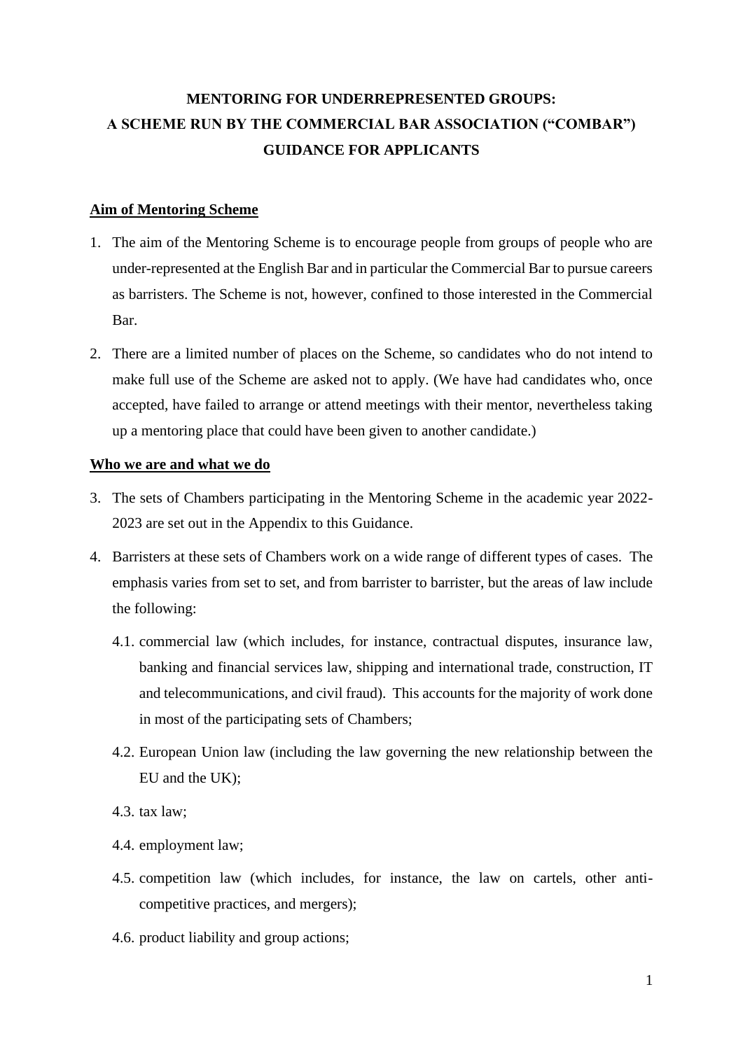# MENTORING FOR UNDERREPRESENTED GROUPS:
# A SCHEME RUN BY THE COMMERCIAL BAR ASSOCIATION ("COMBAR")
# GUIDANCE FOR APPLICANTS

## Aim of Mentoring Scheme

1. The aim of the Mentoring Scheme is to encourage people from groups of people who are under-represented at the English Bar and in particular the Commercial Bar to pursue careers as barristers. The Scheme is not, however, confined to those interested in the Commercial Bar.

2. There are a limited number of places on the Scheme, so candidates who do not intend to make full use of the Scheme are asked not to apply. (We have had candidates who, once accepted, have failed to arrange or attend meetings with their mentor, nevertheless taking up a mentoring place that could have been given to another candidate.)

## Who we are and what we do

3. The sets of Chambers participating in the Mentoring Scheme in the academic year 2022-2023 are set out in the Appendix to this Guidance.

4. Barristers at these sets of Chambers work on a wide range of different types of cases. The emphasis varies from set to set, and from barrister to barrister, but the areas of law include the following:

   4.1. commercial law (which includes, for instance, contractual disputes, insurance law, banking and financial services law, shipping and international trade, construction, IT and telecommunications, and civil fraud). This accounts for the majority of work done in most of the participating sets of Chambers;

   4.2. European Union law (including the law governing the new relationship between the EU and the UK);

   4.3. tax law;

   4.4. employment law;

   4.5. competition law (which includes, for instance, the law on cartels, other anti-competitive practices, and mergers);

   4.6. product liability and group actions;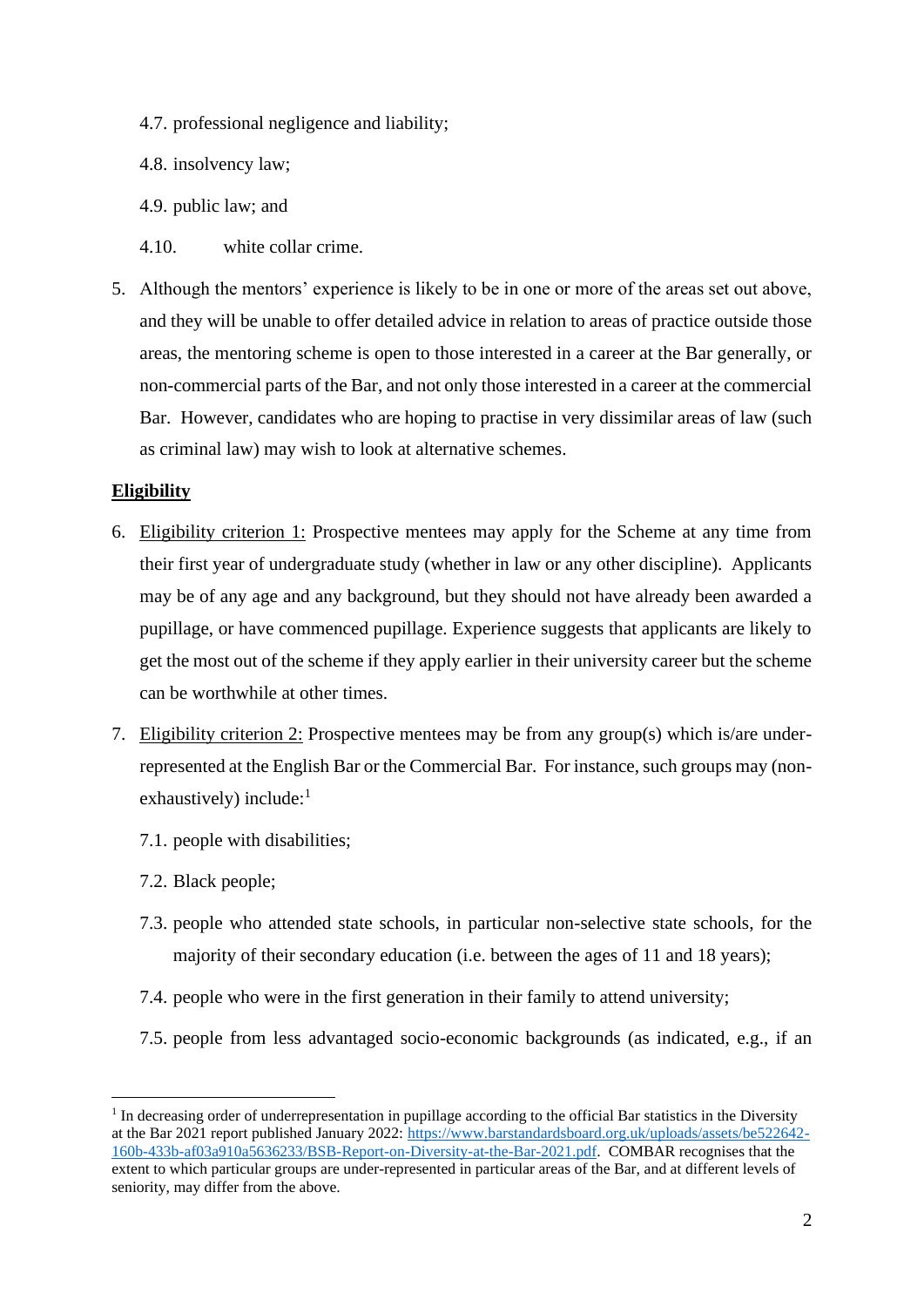4.7. professional negligence and liability;

4.8. insolvency law;

4.9. public law; and

4.10. white collar crime.

5. Although the mentors' experience is likely to be in one or more of the areas set out above, and they will be unable to offer detailed advice in relation to areas of practice outside those areas, the mentoring scheme is open to those interested in a career at the Bar generally, or non-commercial parts of the Bar, and not only those interested in a career at the commercial Bar. However, candidates who are hoping to practise in very dissimilar areas of law (such as criminal law) may wish to look at alternative schemes.

**Eligibility**

6. Eligibility criterion 1: Prospective mentees may apply for the Scheme at any time from their first year of undergraduate study (whether in law or any other discipline). Applicants may be of any age and any background, but they should not have already been awarded a pupillage, or have commenced pupillage. Experience suggests that applicants are likely to get the most out of the scheme if they apply earlier in their university career but the scheme can be worthwhile at other times.

7. Eligibility criterion 2: Prospective mentees may be from any group(s) which is/are under-represented at the English Bar or the Commercial Bar. For instance, such groups may (non-exhaustively) include:[1]

   7.1. people with disabilities;

   7.2. Black people;

   7.3. people who attended state schools, in particular non-selective state schools, for the majority of their secondary education (i.e. between the ages of 11 and 18 years);

   7.4. people who were in the first generation in their family to attend university;

   7.5. people from less advantaged socio-economic backgrounds (as indicated, e.g., if an

---

[1] In decreasing order of underrepresentation in pupillage according to the official Bar statistics in the Diversity at the Bar 2021 report published January 2022: https://www.barstandardsboard.org.uk/uploads/assets/be522642-160b-433b-af03a910a5636233/BSB-Report-on-Diversity-at-the-Bar-2021.pdf. COMBAR recognises that the extent to which particular groups are under-represented in particular areas of the Bar, and at different levels of seniority, may differ from the above.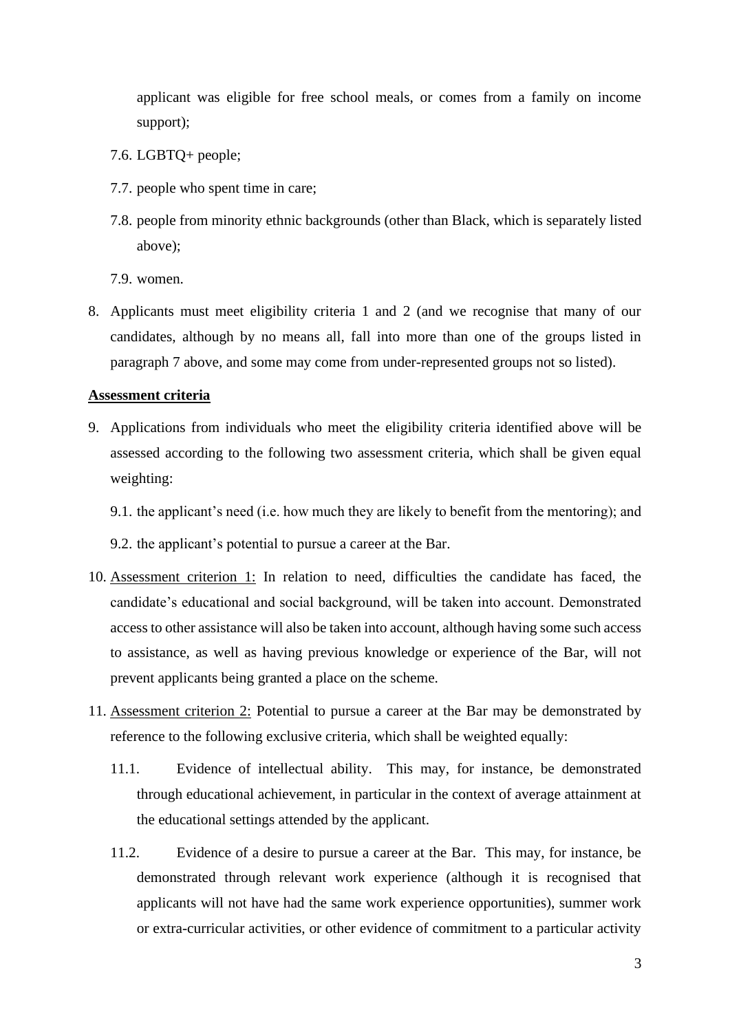applicant was eligible for free school meals, or comes from a family on income support);

7.6. LGBTQ+ people;

7.7. people who spent time in care;

7.8. people from minority ethnic backgrounds (other than Black, which is separately listed above);

7.9. women.

8. Applicants must meet eligibility criteria 1 and 2 (and we recognise that many of our candidates, although by no means all, fall into more than one of the groups listed in paragraph 7 above, and some may come from under-represented groups not so listed).

**Assessment criteria**

9. Applications from individuals who meet the eligibility criteria identified above will be assessed according to the following two assessment criteria, which shall be given equal weighting:

   9.1. the applicant's need (i.e. how much they are likely to benefit from the mentoring); and

   9.2. the applicant's potential to pursue a career at the Bar.

10. Assessment criterion 1: In relation to need, difficulties the candidate has faced, the candidate's educational and social background, will be taken into account. Demonstrated access to other assistance will also be taken into account, although having some such access to assistance, as well as having previous knowledge or experience of the Bar, will not prevent applicants being granted a place on the scheme.

11. Assessment criterion 2: Potential to pursue a career at the Bar may be demonstrated by reference to the following exclusive criteria, which shall be weighted equally:

    11.1. Evidence of intellectual ability. This may, for instance, be demonstrated through educational achievement, in particular in the context of average attainment at the educational settings attended by the applicant.

    11.2. Evidence of a desire to pursue a career at the Bar. This may, for instance, be demonstrated through relevant work experience (although it is recognised that applicants will not have had the same work experience opportunities), summer work or extra-curricular activities, or other evidence of commitment to a particular activity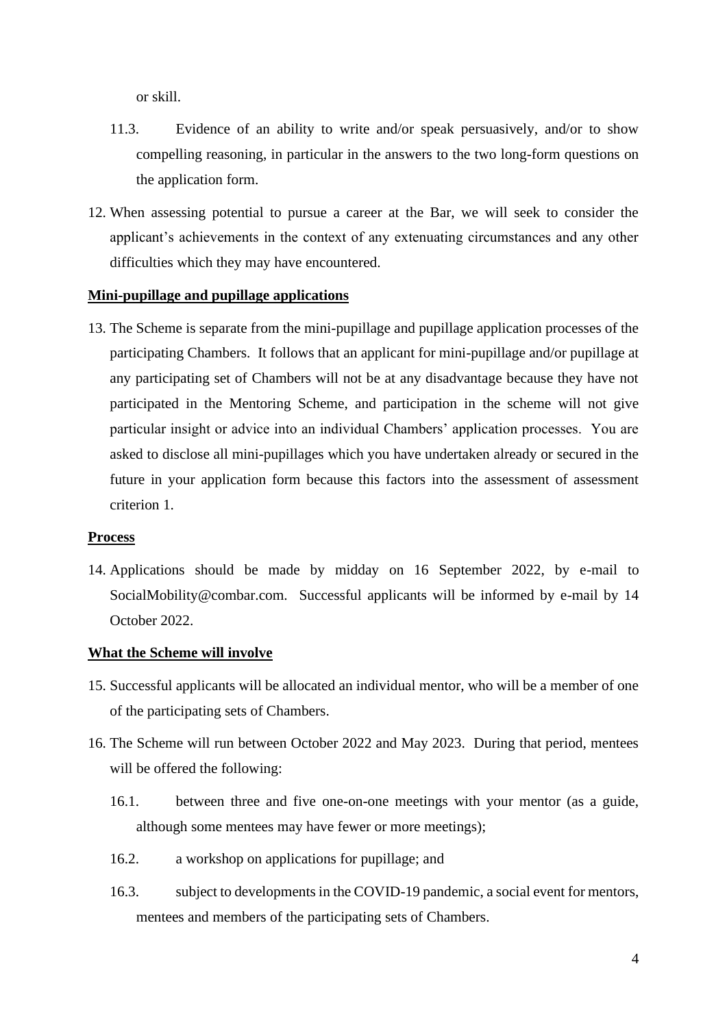or skill.

11.3. Evidence of an ability to write and/or speak persuasively, and/or to show compelling reasoning, in particular in the answers to the two long-form questions on the application form.

12. When assessing potential to pursue a career at the Bar, we will seek to consider the applicant's achievements in the context of any extenuating circumstances and any other difficulties which they may have encountered.

**Mini-pupillage and pupillage applications**

13. The Scheme is separate from the mini-pupillage and pupillage application processes of the participating Chambers. It follows that an applicant for mini-pupillage and/or pupillage at any participating set of Chambers will not be at any disadvantage because they have not participated in the Mentoring Scheme, and participation in the scheme will not give particular insight or advice into an individual Chambers' application processes. You are asked to disclose all mini-pupillages which you have undertaken already or secured in the future in your application form because this factors into the assessment of assessment criterion 1.

**Process**

14. Applications should be made by midday on 16 September 2022, by e-mail to SocialMobility@combar.com. Successful applicants will be informed by e-mail by 14 October 2022.

**What the Scheme will involve**

15. Successful applicants will be allocated an individual mentor, who will be a member of one of the participating sets of Chambers.

16. The Scheme will run between October 2022 and May 2023. During that period, mentees will be offered the following:

    16.1. between three and five one-on-one meetings with your mentor (as a guide, although some mentees may have fewer or more meetings);

    16.2. a workshop on applications for pupillage; and

    16.3. subject to developments in the COVID-19 pandemic, a social event for mentors, mentees and members of the participating sets of Chambers.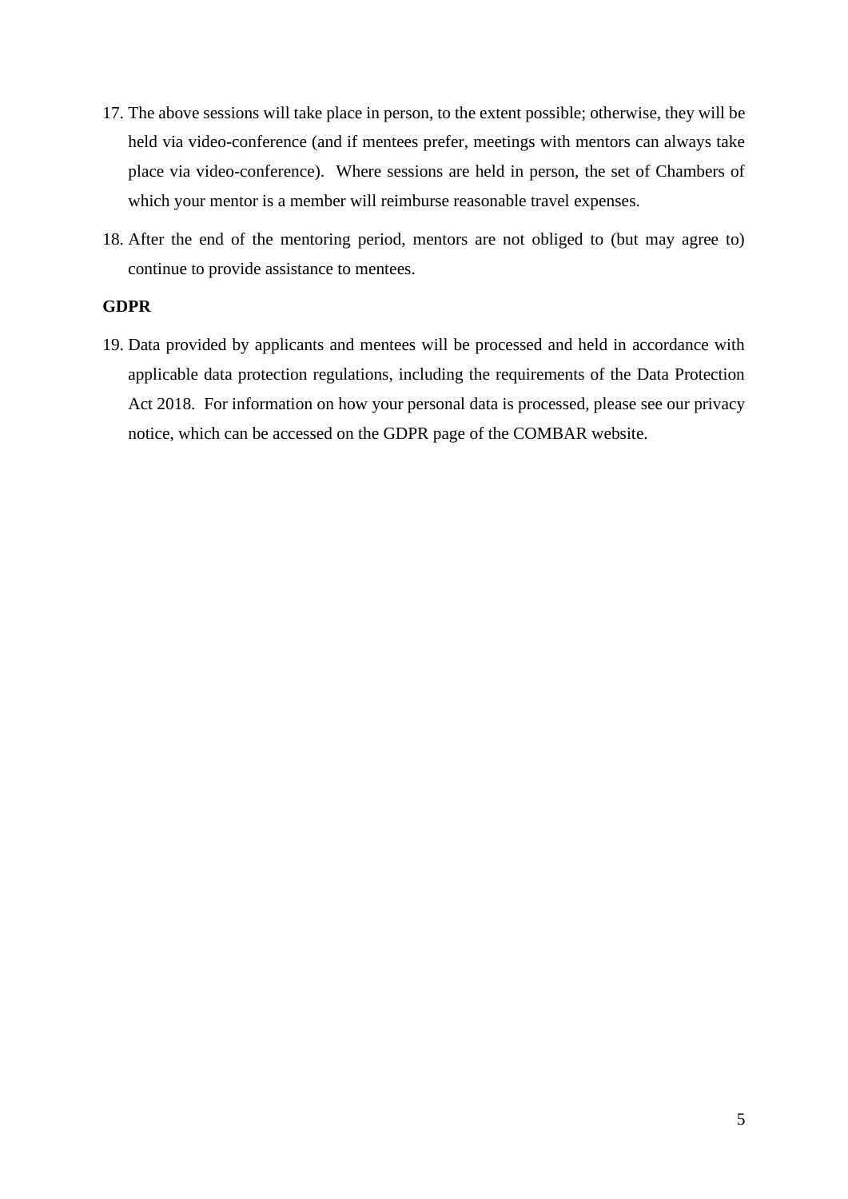17. The above sessions will take place in person, to the extent possible; otherwise, they will be held via video-conference (and if mentees prefer, meetings with mentors can always take place via video-conference). Where sessions are held in person, the set of Chambers of which your mentor is a member will reimburse reasonable travel expenses.

18. After the end of the mentoring period, mentors are not obliged to (but may agree to) continue to provide assistance to mentees.

**GDPR**

19. Data provided by applicants and mentees will be processed and held in accordance with applicable data protection regulations, including the requirements of the Data Protection Act 2018. For information on how your personal data is processed, please see our privacy notice, which can be accessed on the GDPR page of the COMBAR website.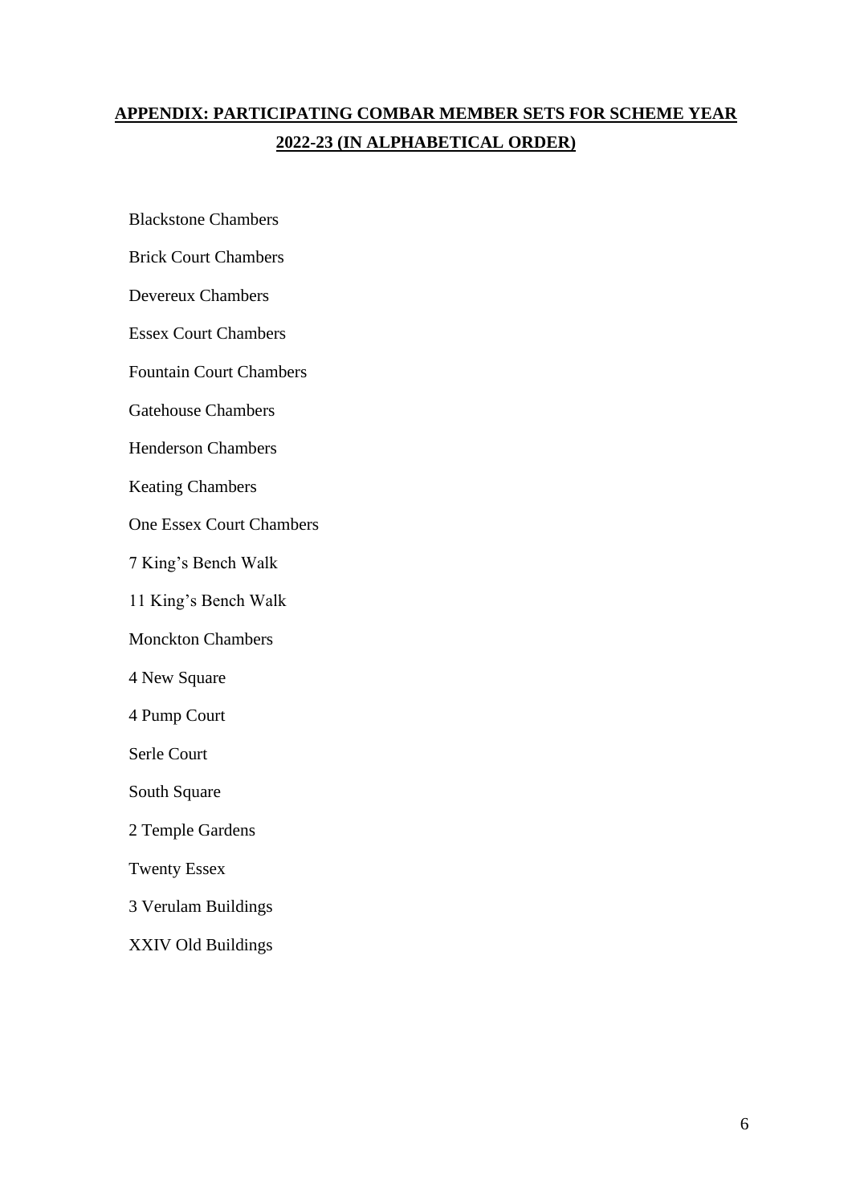## APPENDIX: PARTICIPATING COMBAR MEMBER SETS FOR SCHEME YEAR 2022-23 (IN ALPHABETICAL ORDER)

Blackstone Chambers

Brick Court Chambers

Devereux Chambers

Essex Court Chambers

Fountain Court Chambers

Gatehouse Chambers

Henderson Chambers

Keating Chambers

One Essex Court Chambers

7 King's Bench Walk

11 King's Bench Walk

Monckton Chambers

4 New Square

4 Pump Court

Serle Court

South Square

2 Temple Gardens

Twenty Essex

3 Verulam Buildings

XXIV Old Buildings